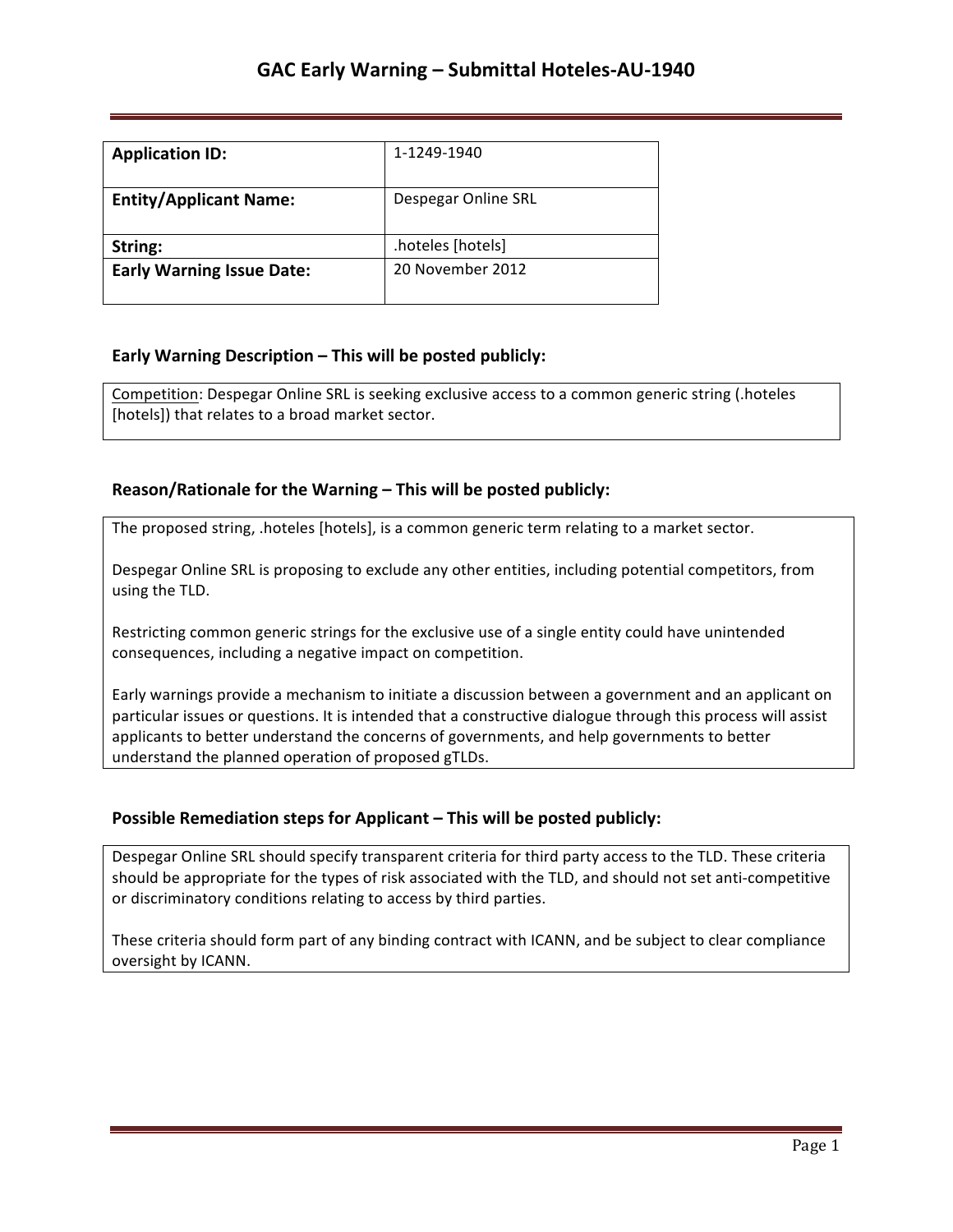# GAC Early Warning – Submittal Hoteles-AU-1940

| **Application ID:** | 1-1249-1940 |
|---|---|
| **Entity/Applicant Name:** | Despegar Online SRL |
| **String:** | .hoteles [hotels] |
| **Early Warning Issue Date:** | 20 November 2012 |

## Early Warning Description – This will be posted publicly:

Competition: Despegar Online SRL is seeking exclusive access to a common generic string (.hoteles [hotels]) that relates to a broad market sector.

## Reason/Rationale for the Warning – This will be posted publicly:

The proposed string, .hoteles [hotels], is a common generic term relating to a market sector.

Despegar Online SRL is proposing to exclude any other entities, including potential competitors, from using the TLD.

Restricting common generic strings for the exclusive use of a single entity could have unintended consequences, including a negative impact on competition.

Early warnings provide a mechanism to initiate a discussion between a government and an applicant on particular issues or questions. It is intended that a constructive dialogue through this process will assist applicants to better understand the concerns of governments, and help governments to better understand the planned operation of proposed gTLDs.

## Possible Remediation steps for Applicant – This will be posted publicly:

Despegar Online SRL should specify transparent criteria for third party access to the TLD. These criteria should be appropriate for the types of risk associated with the TLD, and should not set anti-competitive or discriminatory conditions relating to access by third parties.

These criteria should form part of any binding contract with ICANN, and be subject to clear compliance oversight by ICANN.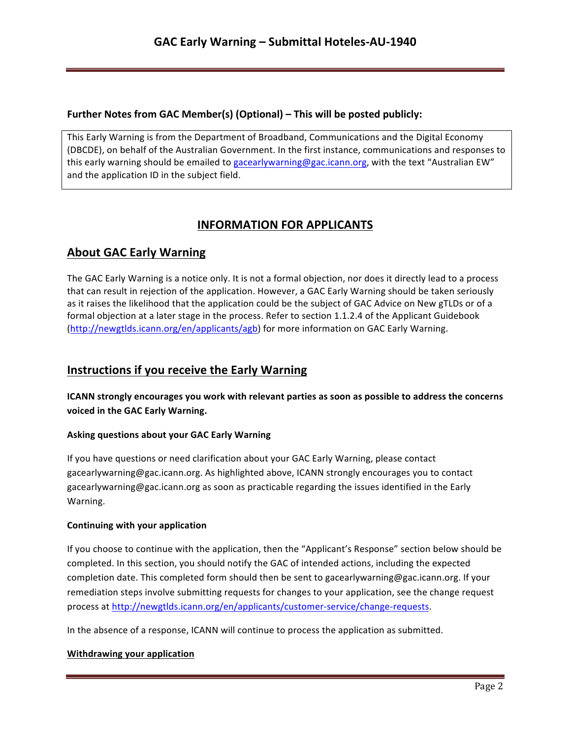**Further Notes from GAC Member(s) (Optional) – This will be posted publicly:**

This Early Warning is from the Department of Broadband, Communications and the Digital Economy (DBCDE), on behalf of the Australian Government. In the first instance, communications and responses to this early warning should be emailed to gacearlywarning@gac.icann.org, with the text "Australian EW" and the application ID in the subject field.

# INFORMATION FOR APPLICANTS

## About GAC Early Warning

The GAC Early Warning is a notice only. It is not a formal objection, nor does it directly lead to a process that can result in rejection of the application. However, a GAC Early Warning should be taken seriously as it raises the likelihood that the application could be the subject of GAC Advice on New gTLDs or of a formal objection at a later stage in the process. Refer to section 1.1.2.4 of the Applicant Guidebook (http://newgtlds.icann.org/en/applicants/agb) for more information on GAC Early Warning.

## Instructions if you receive the Early Warning

**ICANN strongly encourages you work with relevant parties as soon as possible to address the concerns voiced in the GAC Early Warning.**

### Asking questions about your GAC Early Warning

If you have questions or need clarification about your GAC Early Warning, please contact gacearlywarning@gac.icann.org. As highlighted above, ICANN strongly encourages you to contact gacearlywarning@gac.icann.org as soon as practicable regarding the issues identified in the Early Warning.

### Continuing with your application

If you choose to continue with the application, then the "Applicant's Response" section below should be completed. In this section, you should notify the GAC of intended actions, including the expected completion date. This completed form should then be sent to gacearlywarning@gac.icann.org. If your remediation steps involve submitting requests for changes to your application, see the change request process at http://newgtlds.icann.org/en/applicants/customer-service/change-requests.

In the absence of a response, ICANN will continue to process the application as submitted.

### Withdrawing your application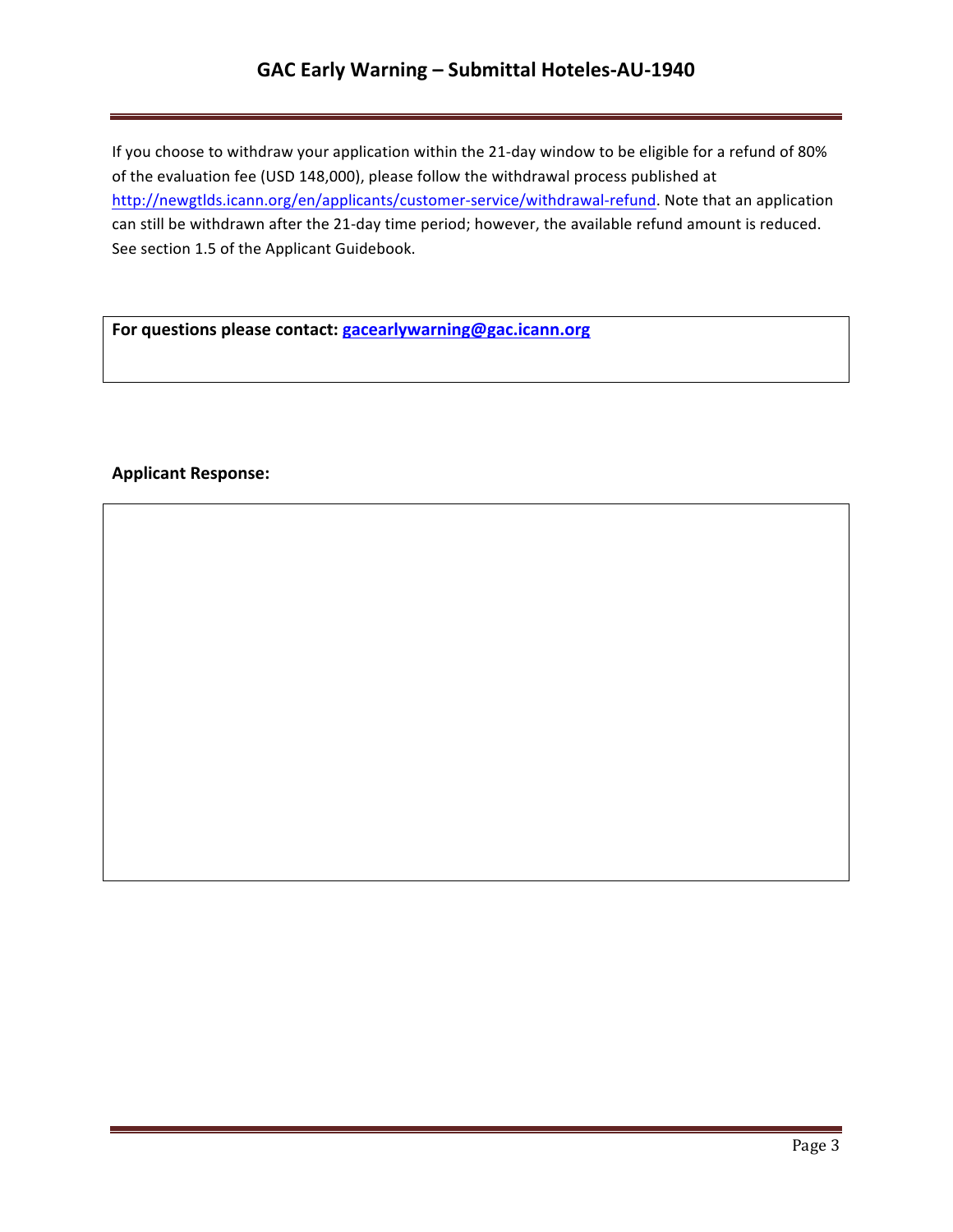If you choose to withdraw your application within the 21-day window to be eligible for a refund of 80% of the evaluation fee (USD 148,000), please follow the withdrawal process published at http://newgtlds.icann.org/en/applicants/customer-service/withdrawal-refund. Note that an application can still be withdrawn after the 21-day time period; however, the available refund amount is reduced. See section 1.5 of the Applicant Guidebook.

**For questions please contact: gacearlywarning@gac.icann.org**

**Applicant Response:**